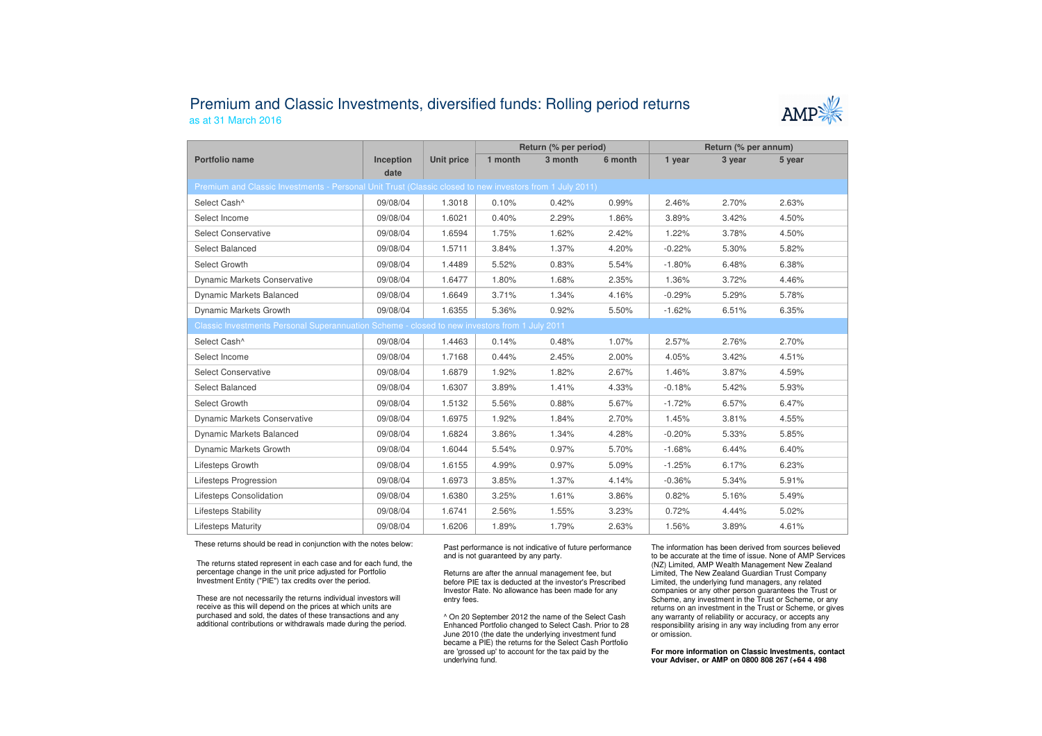# Premium and Classic Investments, diversified funds: Rolling period returns

as at 31 March 2016

| Portfolio name | Inception date | Unit price | Return (% per period) | | | Return (% per annum) | | |
|---|---|---|---|---|---|---|---|---|
| | | | 1 month | 3 month | 6 month | 1 year | 3 year | 5 year |
| **Premium and Classic Investments - Personal Unit Trust (Classic closed to new investors from 1 July 2011)** | | | | | | | | |
| Select Cash^ | 09/08/04 | 1.3018 | 0.10% | 0.42% | 0.99% | 2.46% | 2.70% | 2.63% |
| Select Income | 09/08/04 | 1.6021 | 0.40% | 2.29% | 1.86% | 3.89% | 3.42% | 4.50% |
| Select Conservative | 09/08/04 | 1.6594 | 1.75% | 1.62% | 2.42% | 1.22% | 3.78% | 4.50% |
| Select Balanced | 09/08/04 | 1.5711 | 3.84% | 1.37% | 4.20% | -0.22% | 5.30% | 5.82% |
| Select Growth | 09/08/04 | 1.4489 | 5.52% | 0.83% | 5.54% | -1.80% | 6.48% | 6.38% |
| Dynamic Markets Conservative | 09/08/04 | 1.6477 | 1.80% | 1.68% | 2.35% | 1.36% | 3.72% | 4.46% |
| Dynamic Markets Balanced | 09/08/04 | 1.6649 | 3.71% | 1.34% | 4.16% | -0.29% | 5.29% | 5.78% |
| Dynamic Markets Growth | 09/08/04 | 1.6355 | 5.36% | 0.92% | 5.50% | -1.62% | 6.51% | 6.35% |
| **Classic Investments Personal Superannuation Scheme - closed to new investors from 1 July 2011** | | | | | | | | |
| Select Cash^ | 09/08/04 | 1.4463 | 0.14% | 0.48% | 1.07% | 2.57% | 2.76% | 2.70% |
| Select Income | 09/08/04 | 1.7168 | 0.44% | 2.45% | 2.00% | 4.05% | 3.42% | 4.51% |
| Select Conservative | 09/08/04 | 1.6879 | 1.92% | 1.82% | 2.67% | 1.46% | 3.87% | 4.59% |
| Select Balanced | 09/08/04 | 1.6307 | 3.89% | 1.41% | 4.33% | -0.18% | 5.42% | 5.93% |
| Select Growth | 09/08/04 | 1.5132 | 5.56% | 0.88% | 5.67% | -1.72% | 6.57% | 6.47% |
| Dynamic Markets Conservative | 09/08/04 | 1.6975 | 1.92% | 1.84% | 2.70% | 1.45% | 3.81% | 4.55% |
| Dynamic Markets Balanced | 09/08/04 | 1.6824 | 3.86% | 1.34% | 4.28% | -0.20% | 5.33% | 5.85% |
| Dynamic Markets Growth | 09/08/04 | 1.6044 | 5.54% | 0.97% | 5.70% | -1.68% | 6.44% | 6.40% |
| Lifesteps Growth | 09/08/04 | 1.6155 | 4.99% | 0.97% | 5.09% | -1.25% | 6.17% | 6.23% |
| Lifesteps Progression | 09/08/04 | 1.6973 | 3.85% | 1.37% | 4.14% | -0.36% | 5.34% | 5.91% |
| Lifesteps Consolidation | 09/08/04 | 1.6380 | 3.25% | 1.61% | 3.86% | 0.82% | 5.16% | 5.49% |
| Lifesteps Stability | 09/08/04 | 1.6741 | 2.56% | 1.55% | 3.23% | 0.72% | 4.44% | 5.02% |
| Lifesteps Maturity | 09/08/04 | 1.6206 | 1.89% | 1.79% | 2.63% | 1.56% | 3.89% | 4.61% |

These returns should be read in conjunction with the notes below:

The returns stated represent in each case and for each fund, the percentage change in the unit price adjusted for Portfolio Investment Entity ("PIE") tax credits over the period.

These are not necessarily the returns individual investors will receive as this will depend on the prices at which units are purchased and sold, the dates of these transactions and any additional contributions or withdrawals made during the period.

Past performance is not indicative of future performance and is not guaranteed by any party.

Returns are after the annual management fee, but before PIE tax is deducted at the investor's Prescribed Investor Rate. No allowance has been made for any entry fees.

^ On 20 September 2012 the name of the Select Cash Enhanced Portfolio changed to Select Cash. Prior to 28 June 2010 (the date the underlying investment fund became a PIE) the returns for the Select Cash Portfolio are 'grossed up' to account for the tax paid by the underlying fund.

The information has been derived from sources believed to be accurate at the time of issue. None of AMP Services (NZ) Limited, AMP Wealth Management New Zealand Limited, The New Zealand Guardian Trust Company Limited, the underlying fund managers, any related companies or any other person guarantees the Trust or Scheme, any investment in the Trust or Scheme, or any returns on an investment in the Trust or Scheme, or gives any warranty of reliability or accuracy, or accepts any responsibility arising in any way including from any error or omission.

**For more information on Classic Investments, contact your Adviser, or AMP on 0800 808 267 (+64 4 498**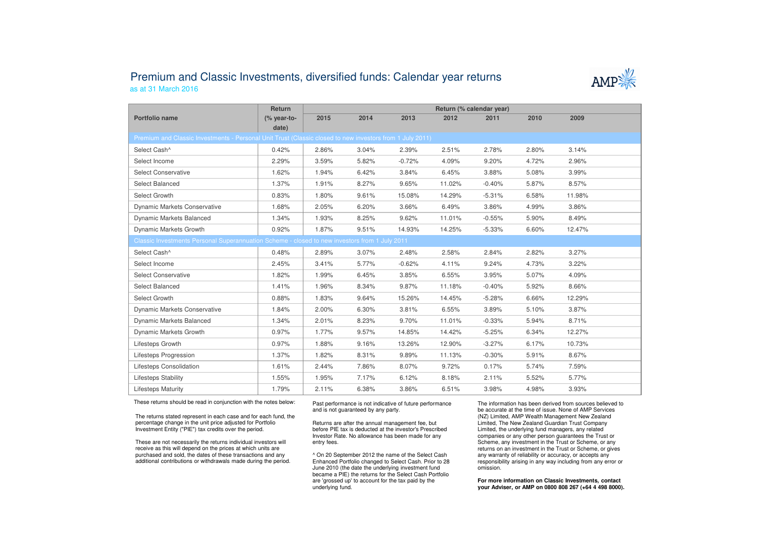# Premium and Classic Investments, diversified funds: Calendar year returns

as at 31 March 2016

| Portfolio name | Return (% year-to-date) | Return (% calendar year) 2015 | 2014 | 2013 | 2012 | 2011 | 2010 | 2009 |
|---|---|---|---|---|---|---|---|---|
| **Premium and Classic Investments - Personal Unit Trust (Classic closed to new investors from 1 July 2011)** | | | | | | | | |
| Select Cash^ | 0.42% | 2.86% | 3.04% | 2.39% | 2.51% | 2.78% | 2.80% | 3.14% |
| Select Income | 2.29% | 3.59% | 5.82% | -0.72% | 4.09% | 9.20% | 4.72% | 2.96% |
| Select Conservative | 1.62% | 1.94% | 6.42% | 3.84% | 6.45% | 3.88% | 5.08% | 3.99% |
| Select Balanced | 1.37% | 1.91% | 8.27% | 9.65% | 11.02% | -0.40% | 5.87% | 8.57% |
| Select Growth | 0.83% | 1.80% | 9.61% | 15.08% | 14.29% | -5.31% | 6.58% | 11.98% |
| Dynamic Markets Conservative | 1.68% | 2.05% | 6.20% | 3.66% | 6.49% | 3.86% | 4.99% | 3.86% |
| Dynamic Markets Balanced | 1.34% | 1.93% | 8.25% | 9.62% | 11.01% | -0.55% | 5.90% | 8.49% |
| Dynamic Markets Growth | 0.92% | 1.87% | 9.51% | 14.93% | 14.25% | -5.33% | 6.60% | 12.47% |
| **Classic Investments Personal Superannuation Scheme - closed to new investors from 1 July 2011** | | | | | | | | |
| Select Cash^ | 0.48% | 2.89% | 3.07% | 2.48% | 2.58% | 2.84% | 2.82% | 3.27% |
| Select Income | 2.45% | 3.41% | 5.77% | -0.62% | 4.11% | 9.24% | 4.73% | 3.22% |
| Select Conservative | 1.82% | 1.99% | 6.45% | 3.85% | 6.55% | 3.95% | 5.07% | 4.09% |
| Select Balanced | 1.41% | 1.96% | 8.34% | 9.87% | 11.18% | -0.40% | 5.92% | 8.66% |
| Select Growth | 0.88% | 1.83% | 9.64% | 15.26% | 14.45% | -5.28% | 6.66% | 12.29% |
| Dynamic Markets Conservative | 1.84% | 2.00% | 6.30% | 3.81% | 6.55% | 3.89% | 5.10% | 3.87% |
| Dynamic Markets Balanced | 1.34% | 2.01% | 8.23% | 9.70% | 11.01% | -0.33% | 5.94% | 8.71% |
| Dynamic Markets Growth | 0.97% | 1.77% | 9.57% | 14.85% | 14.42% | -5.25% | 6.34% | 12.27% |
| Lifesteps Growth | 0.97% | 1.88% | 9.16% | 13.26% | 12.90% | -3.27% | 6.17% | 10.73% |
| Lifesteps Progression | 1.37% | 1.82% | 8.31% | 9.89% | 11.13% | -0.30% | 5.91% | 8.67% |
| Lifesteps Consolidation | 1.61% | 2.44% | 7.86% | 8.07% | 9.72% | 0.17% | 5.74% | 7.59% |
| Lifesteps Stability | 1.55% | 1.95% | 7.17% | 6.12% | 8.18% | 2.11% | 5.52% | 5.77% |
| Lifesteps Maturity | 1.79% | 2.11% | 6.38% | 3.86% | 6.51% | 3.98% | 4.98% | 3.93% |

These returns should be read in conjunction with the notes below:

The returns stated represent in each case and for each fund, the percentage change in the unit price adjusted for Portfolio Investment Entity ("PIE") tax credits over the period.

These are not necessarily the returns individual investors will receive as this will depend on the prices at which units are purchased and sold, the dates of these transactions and any additional contributions or withdrawals made during the period.

Past performance is not indicative of future performance and is not guaranteed by any party.

Returns are after the annual management fee, but before PIE tax is deducted at the investor's Prescribed Investor Rate. No allowance has been made for any entry fees.

^ On 20 September 2012 the name of the Select Cash Enhanced Portfolio changed to Select Cash. Prior to 28 June 2010 (the date the underlying investment fund became a PIE) the returns for the Select Cash Portfolio are 'grossed up' to account for the tax paid by the underlying fund.

The information has been derived from sources believed to be accurate at the time of issue. None of AMP Services (NZ) Limited, AMP Wealth Management New Zealand Limited, The New Zealand Guardian Trust Company Limited, the underlying fund managers, any related companies or any other person guarantees the Trust or Scheme, any investment in the Trust or Scheme, or any returns on an investment in the Trust or Scheme, or gives any warranty of reliability or accuracy, or accepts any responsibility arising in any way including from any error or omission.

**For more information on Classic Investments, contact your Adviser, or AMP on 0800 808 267 (+64 4 498 8000).**